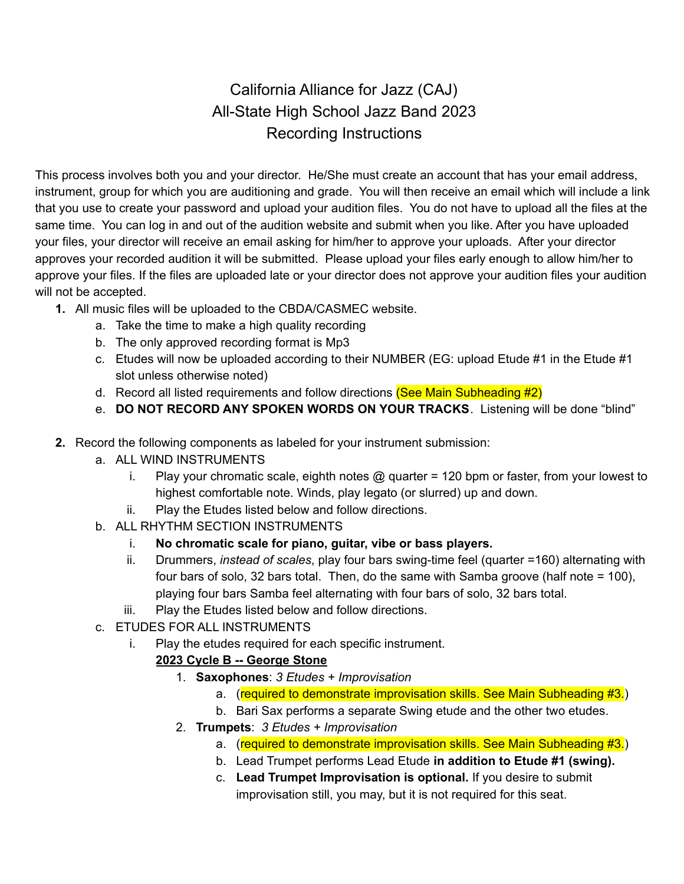# California Alliance for Jazz (CAJ)
# All-State High School Jazz Band 2023
# Recording Instructions

This process involves both you and your director. He/She must create an account that has your email address, instrument, group for which you are auditioning and grade. You will then receive an email which will include a link that you use to create your password and upload your audition files. You do not have to upload all the files at the same time. You can log in and out of the audition website and submit when you like. After you have uploaded your files, your director will receive an email asking for him/her to approve your uploads. After your director approves your recorded audition it will be submitted. Please upload your files early enough to allow him/her to approve your files. If the files are uploaded late or your director does not approve your audition files your audition will not be accepted.

1. All music files will be uploaded to the CBDA/CASMEC website.
    a. Take the time to make a high quality recording
    b. The only approved recording format is Mp3
    c. Etudes will now be uploaded according to their NUMBER (EG: upload Etude #1 in the Etude #1 slot unless otherwise noted)
    d. Record all listed requirements and follow directions (See Main Subheading #2)
    e. **DO NOT RECORD ANY SPOKEN WORDS ON YOUR TRACKS**. Listening will be done "blind"

2. Record the following components as labeled for your instrument submission:
    a. ALL WIND INSTRUMENTS
        i. Play your chromatic scale, eighth notes @ quarter = 120 bpm or faster, from your lowest to highest comfortable note. Winds, play legato (or slurred) up and down.
        ii. Play the Etudes listed below and follow directions.
    b. ALL RHYTHM SECTION INSTRUMENTS
        i. **No chromatic scale for piano, guitar, vibe or bass players.**
        ii. Drummers, *instead of scales*, play four bars swing-time feel (quarter =160) alternating with four bars of solo, 32 bars total. Then, do the same with Samba groove (half note = 100), playing four bars Samba feel alternating with four bars of solo, 32 bars total.
        iii. Play the Etudes listed below and follow directions.
    c. ETUDES FOR ALL INSTRUMENTS
        i. Play the etudes required for each specific instrument.

        **2023 Cycle B -- George Stone**

        1. **Saxophones**: *3 Etudes + Improvisation*
            a. (required to demonstrate improvisation skills. See Main Subheading #3.)
            b. Bari Sax performs a separate Swing etude and the other two etudes.
        2. **Trumpets**: *3 Etudes + Improvisation*
            a. (required to demonstrate improvisation skills. See Main Subheading #3.)
            b. Lead Trumpet performs Lead Etude **in addition to Etude #1 (swing).**
            c. **Lead Trumpet Improvisation is optional.** If you desire to submit improvisation still, you may, but it is not required for this seat.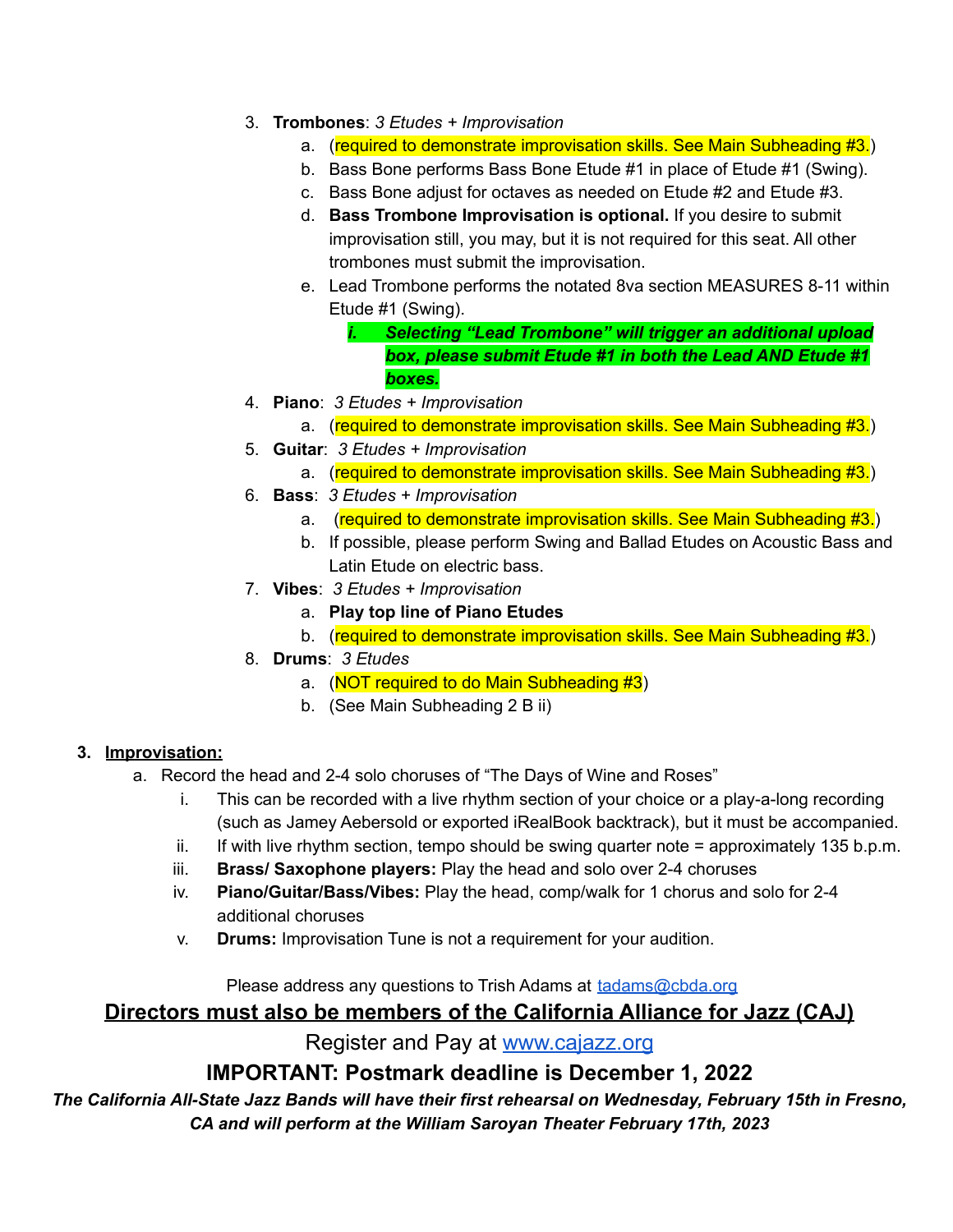3. **Trombones**: *3 Etudes + Improvisation*
   a. (required to demonstrate improvisation skills. See Main Subheading #3.)
   b. Bass Bone performs Bass Bone Etude #1 in place of Etude #1 (Swing).
   c. Bass Bone adjust for octaves as needed on Etude #2 and Etude #3.
   d. **Bass Trombone Improvisation is optional.** If you desire to submit improvisation still, you may, but it is not required for this seat. All other trombones must submit the improvisation.
   e. Lead Trombone performs the notated 8va section MEASURES 8-11 within Etude #1 (Swing).
      i. ***Selecting "Lead Trombone" will trigger an additional upload box, please submit Etude #1 in both the Lead AND Etude #1 boxes.***
4. **Piano**: *3 Etudes + Improvisation*
   a. (required to demonstrate improvisation skills. See Main Subheading #3.)
5. **Guitar**: *3 Etudes + Improvisation*
   a. (required to demonstrate improvisation skills. See Main Subheading #3.)
6. **Bass**: *3 Etudes + Improvisation*
   a. (required to demonstrate improvisation skills. See Main Subheading #3.)
   b. If possible, please perform Swing and Ballad Etudes on Acoustic Bass and Latin Etude on electric bass.
7. **Vibes**: *3 Etudes + Improvisation*
   a. **Play top line of Piano Etudes**
   b. (required to demonstrate improvisation skills. See Main Subheading #3.)
8. **Drums**: *3 Etudes*
   a. (NOT required to do Main Subheading #3)
   b. (See Main Subheading 2 B ii)

**3. <u>Improvisation:</u>**

a. Record the head and 2-4 solo choruses of "The Days of Wine and Roses"
   i. This can be recorded with a live rhythm section of your choice or a play-a-long recording (such as Jamey Aebersold or exported iRealBook backtrack), but it must be accompanied.
   ii. If with live rhythm section, tempo should be swing quarter note = approximately 135 b.p.m.
   iii. **Brass/ Saxophone players:** Play the head and solo over 2-4 choruses
   iv. **Piano/Guitar/Bass/Vibes:** Play the head, comp/walk for 1 chorus and solo for 2-4 additional choruses
   v. **Drums:** Improvisation Tune is not a requirement for your audition.

Please address any questions to Trish Adams at tadams@cbda.org

## <u>Directors must also be members of the California Alliance for Jazz (CAJ)</u>

Register and Pay at www.cajazz.org

## IMPORTANT: Postmark deadline is December 1, 2022

***The California All-State Jazz Bands will have their first rehearsal on Wednesday, February 15th in Fresno, CA and will perform at the William Saroyan Theater February 17th, 2023***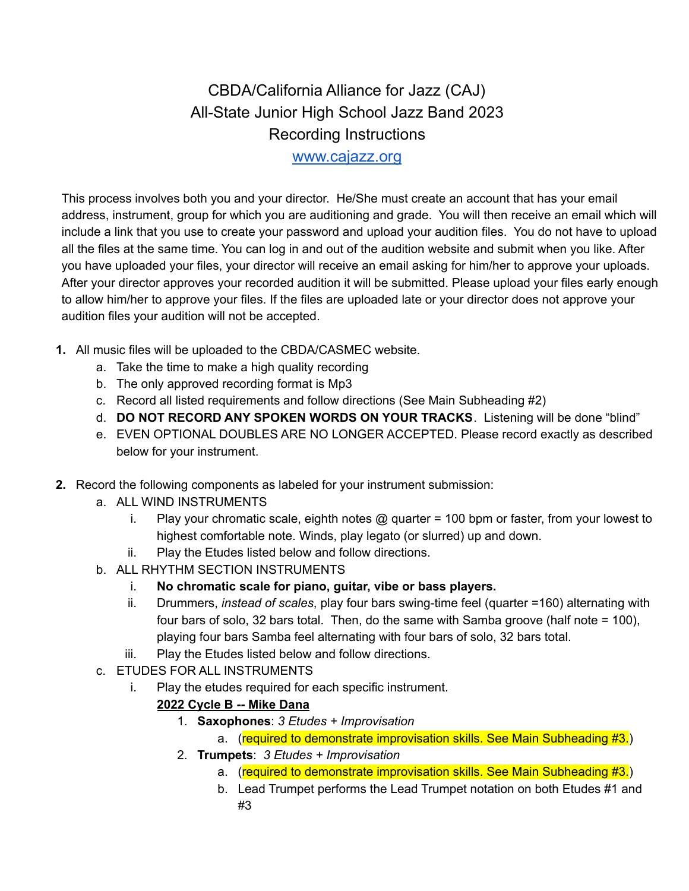# CBDA/California Alliance for Jazz (CAJ)
## All-State Junior High School Jazz Band 2023
## Recording Instructions
[www.cajazz.org](http://www.cajazz.org)

This process involves both you and your director. He/She must create an account that has your email address, instrument, group for which you are auditioning and grade. You will then receive an email which will include a link that you use to create your password and upload your audition files. You do not have to upload all the files at the same time. You can log in and out of the audition website and submit when you like. After you have uploaded your files, your director will receive an email asking for him/her to approve your uploads. After your director approves your recorded audition it will be submitted. Please upload your files early enough to allow him/her to approve your files. If the files are uploaded late or your director does not approve your audition files your audition will not be accepted.

1. All music files will be uploaded to the CBDA/CASMEC website.
   a. Take the time to make a high quality recording
   b. The only approved recording format is Mp3
   c. Record all listed requirements and follow directions (See Main Subheading #2)
   d. **DO NOT RECORD ANY SPOKEN WORDS ON YOUR TRACKS**. Listening will be done "blind"
   e. EVEN OPTIONAL DOUBLES ARE NO LONGER ACCEPTED. Please record exactly as described below for your instrument.

2. Record the following components as labeled for your instrument submission:
   a. ALL WIND INSTRUMENTS
      i. Play your chromatic scale, eighth notes @ quarter = 100 bpm or faster, from your lowest to highest comfortable note. Winds, play legato (or slurred) up and down.
      ii. Play the Etudes listed below and follow directions.
   b. ALL RHYTHM SECTION INSTRUMENTS
      i. **No chromatic scale for piano, guitar, vibe or bass players.**
      ii. Drummers, *instead of scales*, play four bars swing-time feel (quarter =160) alternating with four bars of solo, 32 bars total. Then, do the same with Samba groove (half note = 100), playing four bars Samba feel alternating with four bars of solo, 32 bars total.
      iii. Play the Etudes listed below and follow directions.
   c. ETUDES FOR ALL INSTRUMENTS
      i. Play the etudes required for each specific instrument.

         **<u>2022 Cycle B -- Mike Dana</u>**

         1. **Saxophones**: *3 Etudes + Improvisation*
            a. (required to demonstrate improvisation skills. See Main Subheading #3.)
         2. **Trumpets**: *3 Etudes + Improvisation*
            a. (required to demonstrate improvisation skills. See Main Subheading #3.)
            b. Lead Trumpet performs the Lead Trumpet notation on both Etudes #1 and #3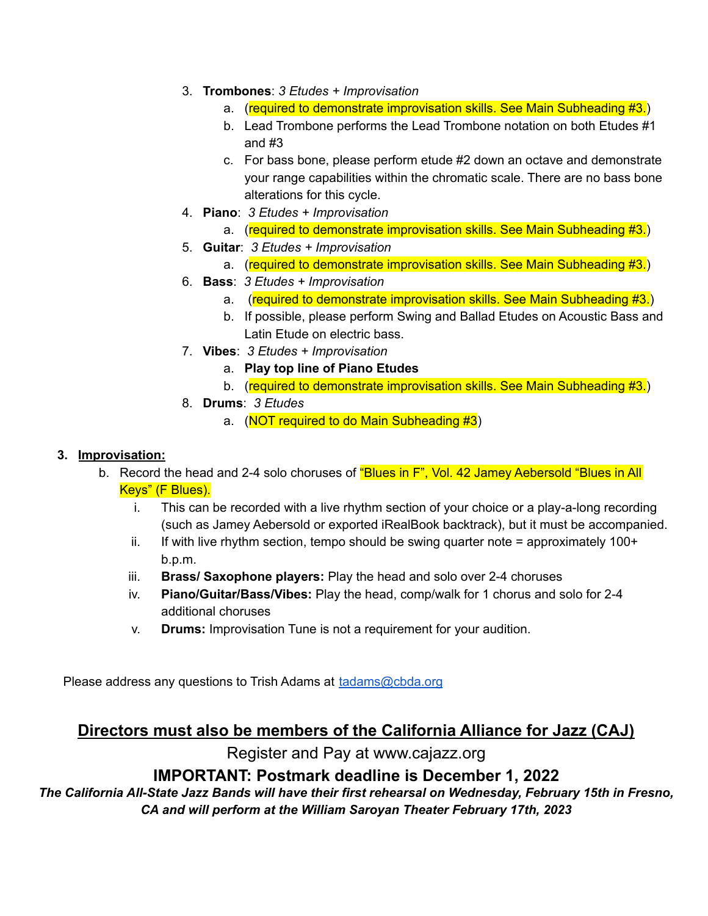3. **Trombones**: *3 Etudes + Improvisation*
    a. (required to demonstrate improvisation skills. See Main Subheading #3.)
    b. Lead Trombone performs the Lead Trombone notation on both Etudes #1 and #3
    c. For bass bone, please perform etude #2 down an octave and demonstrate your range capabilities within the chromatic scale. There are no bass bone alterations for this cycle.
4. **Piano**: *3 Etudes + Improvisation*
    a. (required to demonstrate improvisation skills. See Main Subheading #3.)
5. **Guitar**: *3 Etudes + Improvisation*
    a. (required to demonstrate improvisation skills. See Main Subheading #3.)
6. **Bass**: *3 Etudes + Improvisation*
    a. (required to demonstrate improvisation skills. See Main Subheading #3.)
    b. If possible, please perform Swing and Ballad Etudes on Acoustic Bass and Latin Etude on electric bass.
7. **Vibes**: *3 Etudes + Improvisation*
    a. **Play top line of Piano Etudes**
    b. (required to demonstrate improvisation skills. See Main Subheading #3.)
8. **Drums**: *3 Etudes*
    a. (NOT required to do Main Subheading #3)

3. **Improvisation:**
    b. Record the head and 2-4 solo choruses of "Blues in F", Vol. 42 Jamey Aebersold "Blues in All Keys" (F Blues).
        i. This can be recorded with a live rhythm section of your choice or a play-a-long recording (such as Jamey Aebersold or exported iRealBook backtrack), but it must be accompanied.
        ii. If with live rhythm section, tempo should be swing quarter note = approximately 100+ b.p.m.
        iii. **Brass/ Saxophone players:** Play the head and solo over 2-4 choruses
        iv. **Piano/Guitar/Bass/Vibes:** Play the head, comp/walk for 1 chorus and solo for 2-4 additional choruses
        v. **Drums:** Improvisation Tune is not a requirement for your audition.

Please address any questions to Trish Adams at tadams@cbda.org

**Directors must also be members of the California Alliance for Jazz (CAJ)**

Register and Pay at www.cajazz.org

**IMPORTANT: Postmark deadline is December 1, 2022**

***The California All-State Jazz Bands will have their first rehearsal on Wednesday, February 15th in Fresno, CA and will perform at the William Saroyan Theater February 17th, 2023***